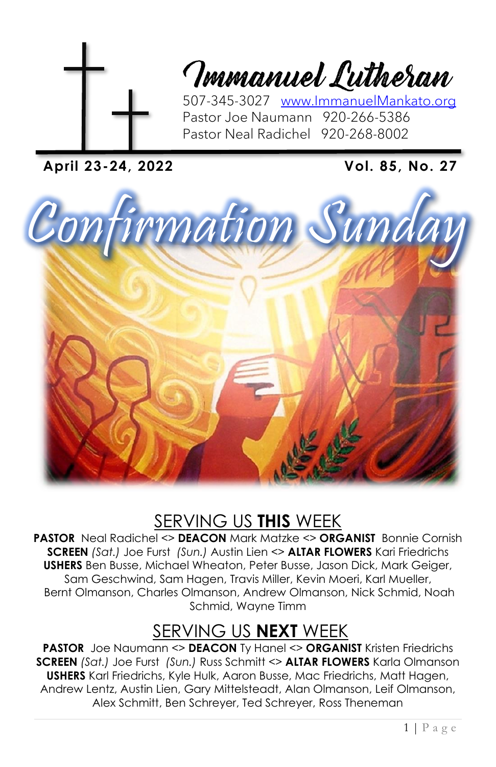# Immanuel Lutheran

507-345-3027 www.ImmanuelMankato.org
Pastor Joe Naumann 920-266-5386
Pastor Neal Radichel 920-268-8002

**April 23-24, 2022** **Vol. 85, No. 27**

# Confirmation Sunday

## SERVING US **THIS** WEEK

**PASTOR** Neal Radichel <> **DEACON** Mark Matzke <> **ORGANIST** Bonnie Cornish
**SCREEN** *(Sat.)* Joe Furst *(Sun.)* Austin Lien <> **ALTAR FLOWERS** Kari Friedrichs
**USHERS** Ben Busse, Michael Wheaton, Peter Busse, Jason Dick, Mark Geiger, Sam Geschwind, Sam Hagen, Travis Miller, Kevin Moeri, Karl Mueller, Bernt Olmanson, Charles Olmanson, Andrew Olmanson, Nick Schmid, Noah Schmid, Wayne Timm

## SERVING US **NEXT** WEEK

**PASTOR** Joe Naumann <> **DEACON** Ty Hanel <> **ORGANIST** Kristen Friedrichs
**SCREEN** *(Sat.)* Joe Furst *(Sun.)* Russ Schmitt <> **ALTAR FLOWERS** Karla Olmanson
**USHERS** Karl Friedrichs, Kyle Hulk, Aaron Busse, Mac Friedrichs, Matt Hagen, Andrew Lentz, Austin Lien, Gary Mittelsteadt, Alan Olmanson, Leif Olmanson, Alex Schmitt, Ben Schreyer, Ted Schreyer, Ross Theneman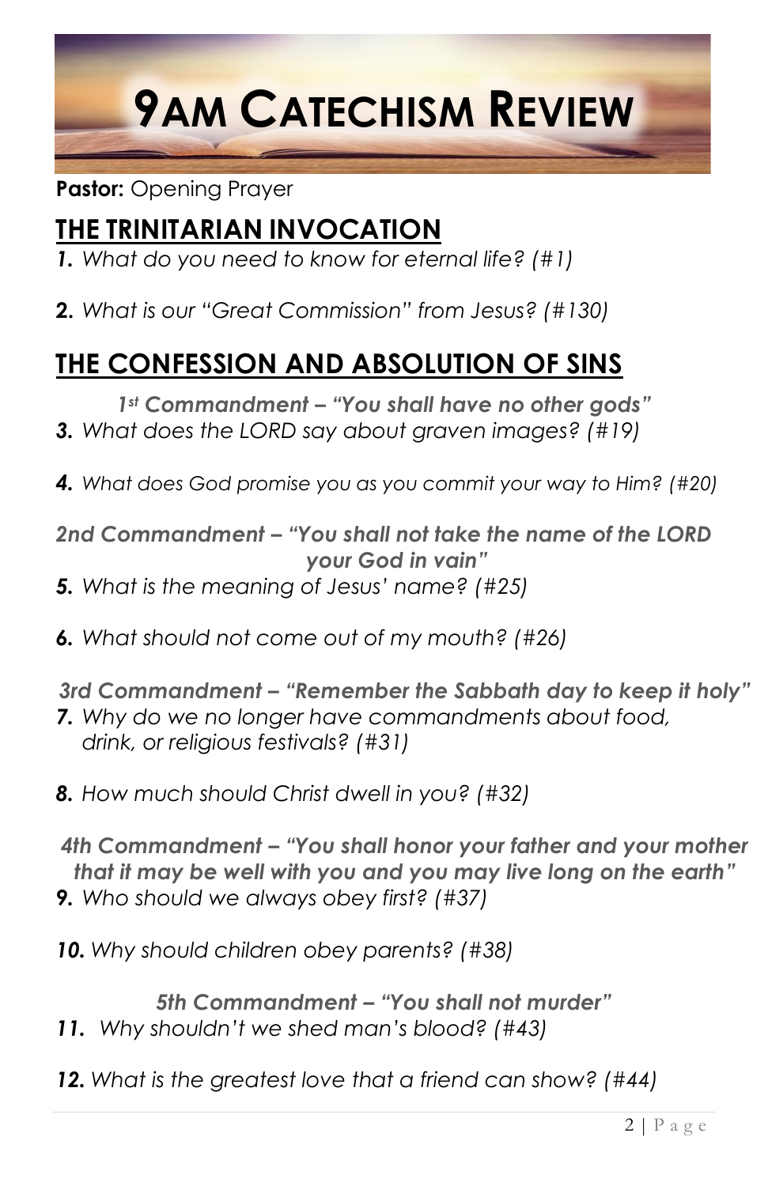# 9AM CATECHISM REVIEW

**Pastor:** Opening Prayer

## THE TRINITARIAN INVOCATION

***1.*** *What do you need to know for eternal life? (#1)*

**2.** *What is our "Great Commission" from Jesus? (#130)*

## THE CONFESSION AND ABSOLUTION OF SINS

***1st Commandment – "You shall have no other gods"***

***3.*** *What does the LORD say about graven images? (#19)*

***4.*** *What does God promise you as you commit your way to Him? (#20)*

***2nd Commandment – "You shall not take the name of the LORD your God in vain"***

***5.*** *What is the meaning of Jesus' name? (#25)*

**6.** *What should not come out of my mouth? (#26)*

***3rd Commandment – "Remember the Sabbath day to keep it holy"***

***7.*** *Why do we no longer have commandments about food, drink, or religious festivals? (#31)*

***8.*** *How much should Christ dwell in you? (#32)*

***4th Commandment – "You shall honor your father and your mother that it may be well with you and you may live long on the earth"***

**9.** *Who should we always obey first? (#37)*

***10.*** *Why should children obey parents? (#38)*

***5th Commandment – "You shall not murder"***

***11.*** *Why shouldn't we shed man's blood? (#43)*

***12.*** *What is the greatest love that a friend can show? (#44)*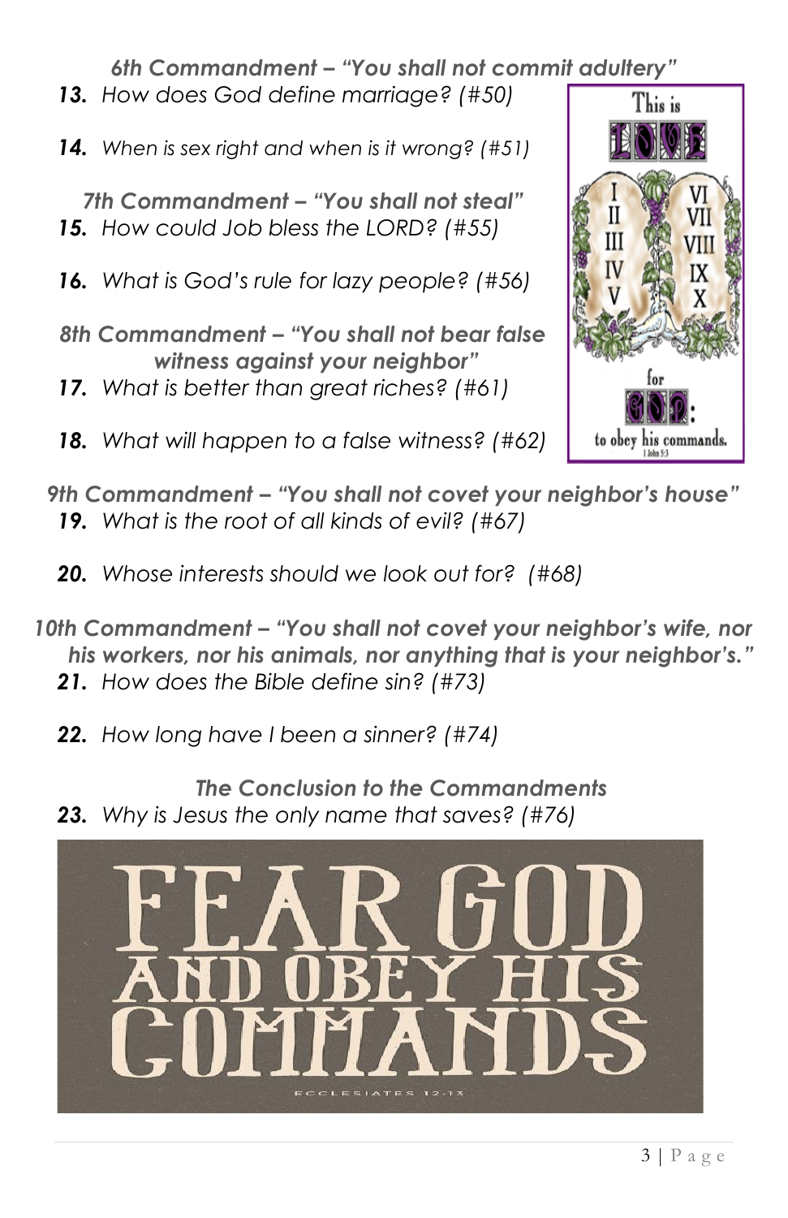*6th Commandment – "You shall not commit adultery"*

13. *How does God define marriage? (#50)*

14. *When is sex right and when is it wrong? (#51)*

*7th Commandment – "You shall not steal"*

15. *How could Job bless the LORD? (#55)*

16. *What is God's rule for lazy people? (#56)*

*8th Commandment – "You shall not bear false witness against your neighbor"*

17. *What is better than great riches? (#61)*

18. *What will happen to a false witness? (#62)*

*9th Commandment – "You shall not covet your neighbor's house"*

19. *What is the root of all kinds of evil? (#67)*

20. *Whose interests should we look out for? (#68)*

*10th Commandment – "You shall not covet your neighbor's wife, nor his workers, nor his animals, nor anything that is your neighbor's."*

21. *How does the Bible define sin? (#73)*

22. *How long have I been a sinner? (#74)*

*The Conclusion to the Commandments*

23. *Why is Jesus the only name that saves? (#76)*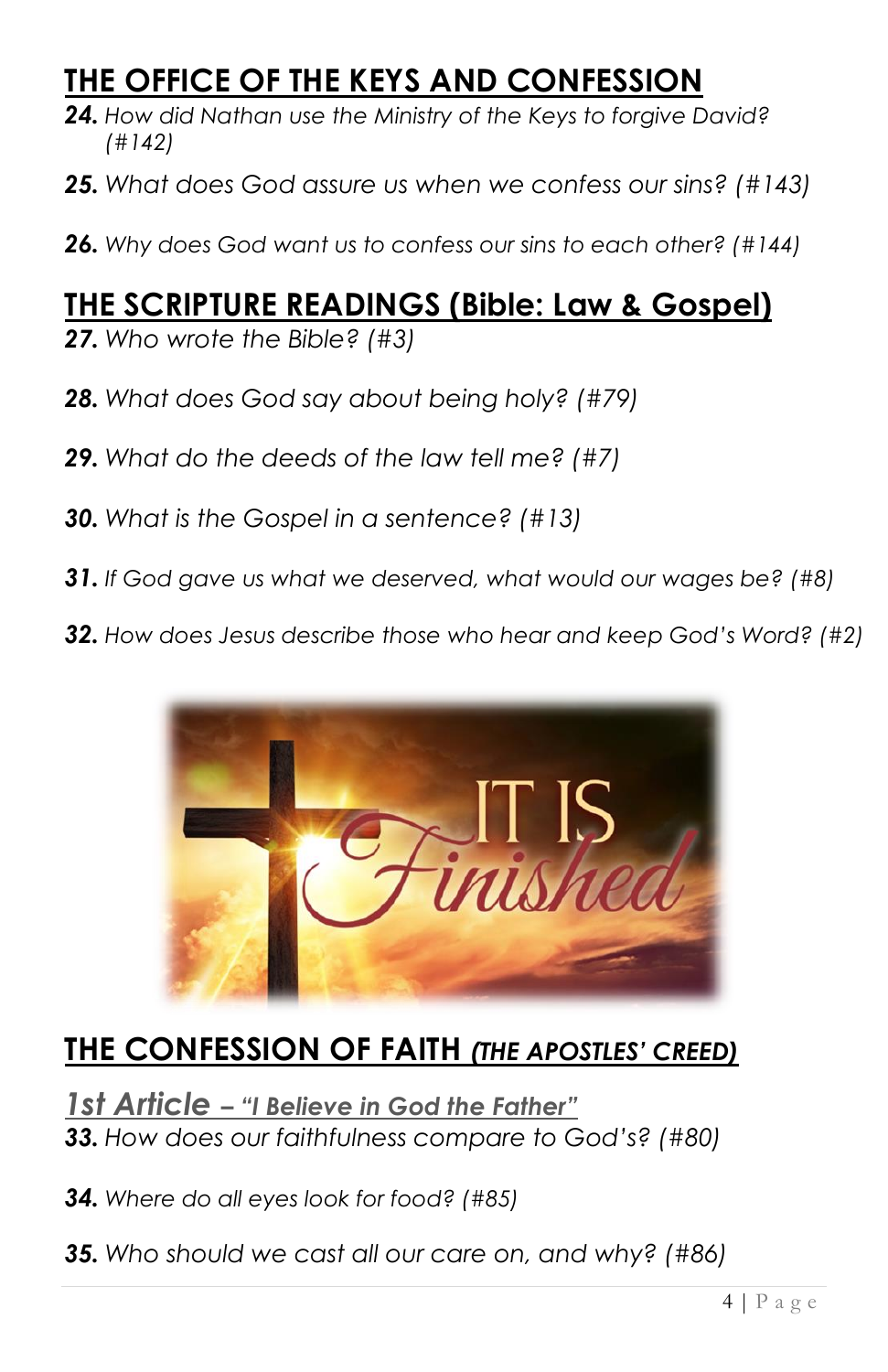## THE OFFICE OF THE KEYS AND CONFESSION

**24.** *How did Nathan use the Ministry of the Keys to forgive David? (#142)*

**25.** *What does God assure us when we confess our sins? (#143)*

**26.** *Why does God want us to confess our sins to each other? (#144)*

## THE SCRIPTURE READINGS (Bible: Law & Gospel)

**27.** *Who wrote the Bible? (#3)*

**28.** *What does God say about being holy? (#79)*

**29.** *What do the deeds of the law tell me? (#7)*

**30.** *What is the Gospel in a sentence? (#13)*

**31.** *If God gave us what we deserved, what would our wages be? (#8)*

**32.** *How does Jesus describe those who hear and keep God's Word? (#2)*

## THE CONFESSION OF FAITH *(THE APOSTLES' CREED)*

### *1st Article – "I Believe in God the Father"*

**33.** *How does our faithfulness compare to God's? (#80)*

**34.** *Where do all eyes look for food? (#85)*

**35.** *Who should we cast all our care on, and why? (#86)*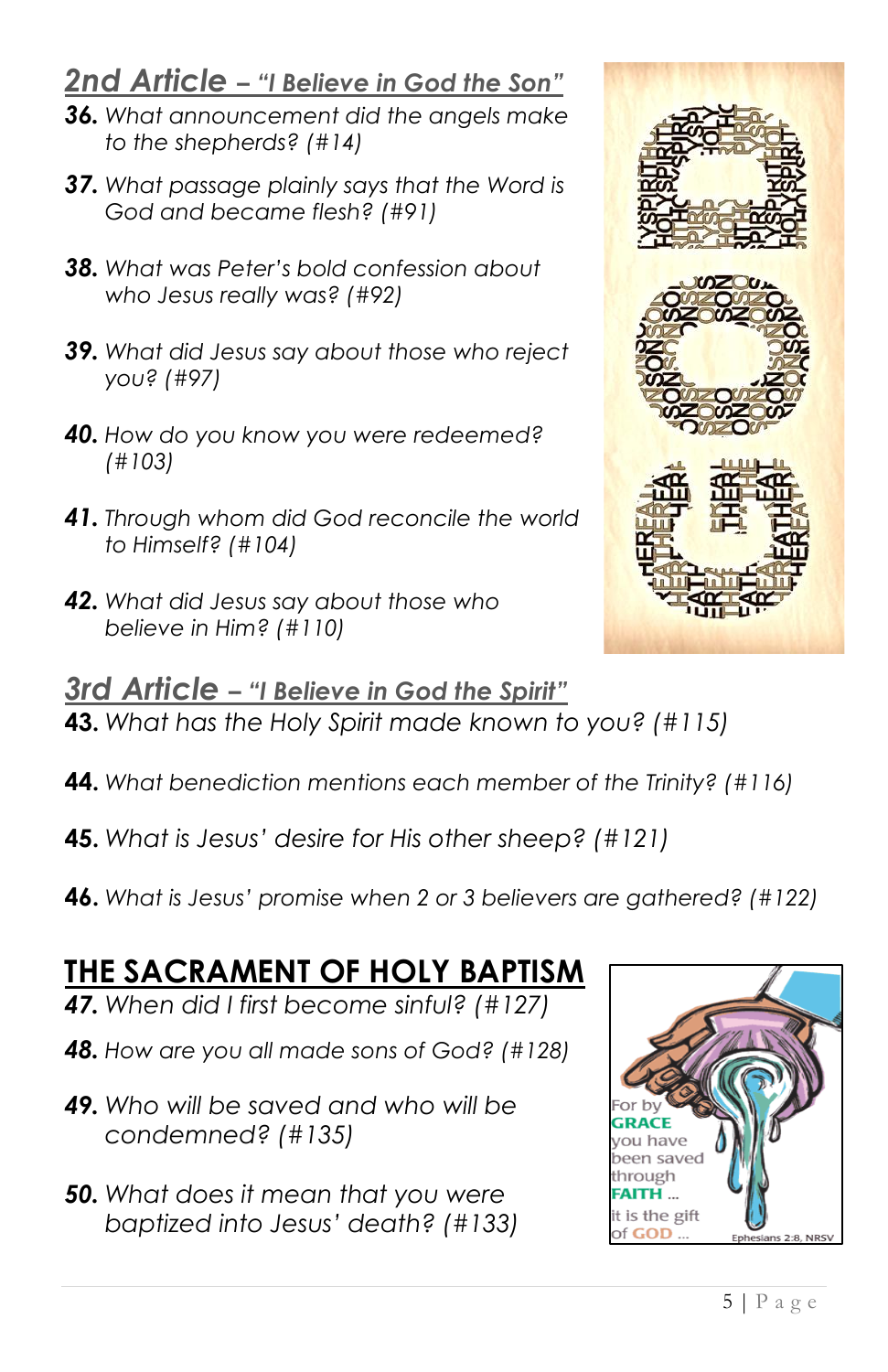## *2nd Article – "I Believe in God the Son"*

**36.** *What announcement did the angels make to the shepherds? (#14)*

**37.** *What passage plainly says that the Word is God and became flesh? (#91)*

**38.** *What was Peter's bold confession about who Jesus really was? (#92)*

**39.** *What did Jesus say about those who reject you? (#97)*

**40.** *How do you know you were redeemed? (#103)*

**41.** *Through whom did God reconcile the world to Himself? (#104)*

**42.** *What did Jesus say about those who believe in Him? (#110)*

## *3rd Article – "I Believe in God the Spirit"*

**43.** *What has the Holy Spirit made known to you? (#115)*

**44.** *What benediction mentions each member of the Trinity? (#116)*

**45.** *What is Jesus' desire for His other sheep? (#121)*

**46.** *What is Jesus' promise when 2 or 3 believers are gathered? (#122)*

## THE SACRAMENT OF HOLY BAPTISM

**47.** *When did I first become sinful? (#127)*

**48.** *How are you all made sons of God? (#128)*

**49.** *Who will be saved and who will be condemned? (#135)*

**50.** *What does it mean that you were baptized into Jesus' death? (#133)*

For by **GRACE** you have been saved through **FAITH** ... it is the gift of **GOD** ...

Ephesians 2:8, NRSV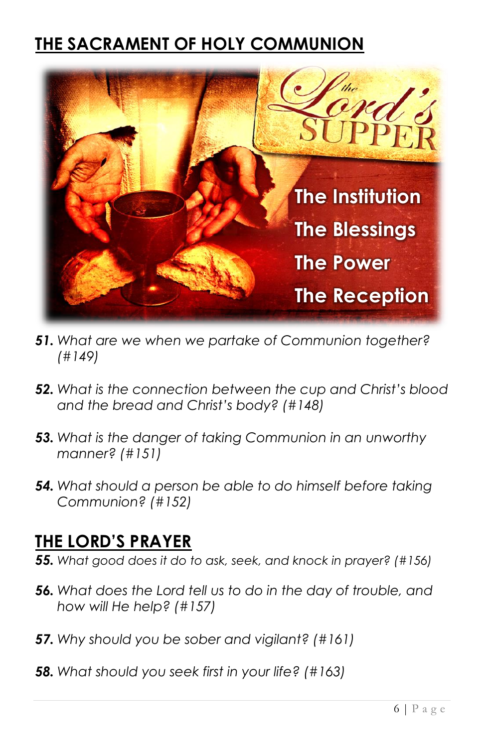## THE SACRAMENT OF HOLY COMMUNION

51. *What are we when we partake of Communion together? (#149)*

52. *What is the connection between the cup and Christ's blood and the bread and Christ's body? (#148)*

53. *What is the danger of taking Communion in an unworthy manner? (#151)*

54. *What should a person be able to do himself before taking Communion? (#152)*

## THE LORD'S PRAYER

55. *What good does it do to ask, seek, and knock in prayer? (#156)*

56. *What does the Lord tell us to do in the day of trouble, and how will He help? (#157)*

57. *Why should you be sober and vigilant? (#161)*

58. *What should you seek first in your life? (#163)*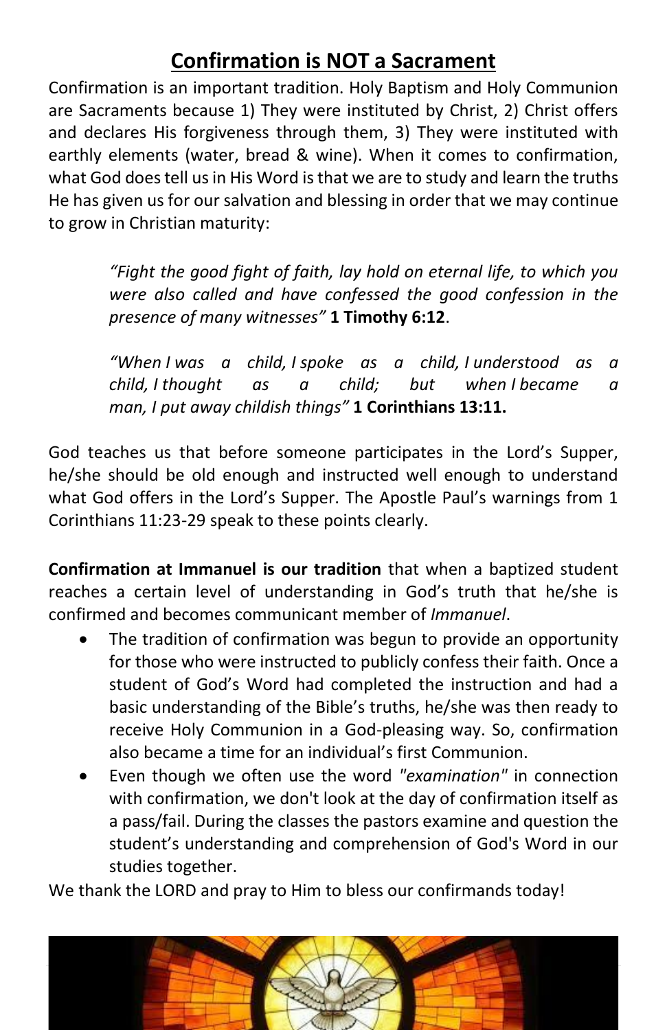# Confirmation is NOT a Sacrament

Confirmation is an important tradition. Holy Baptism and Holy Communion are Sacraments because 1) They were instituted by Christ, 2) Christ offers and declares His forgiveness through them, 3) They were instituted with earthly elements (water, bread & wine). When it comes to confirmation, what God does tell us in His Word is that we are to study and learn the truths He has given us for our salvation and blessing in order that we may continue to grow in Christian maturity:

> *"Fight the good fight of faith, lay hold on eternal life, to which you were also called and have confessed the good confession in the presence of many witnesses"* **1 Timothy 6:12**.
>
> *"When I was a child, I spoke as a child, I understood as a child, I thought as a child; but when I became a man, I put away childish things"* **1 Corinthians 13:11.**

God teaches us that before someone participates in the Lord's Supper, he/she should be old enough and instructed well enough to understand what God offers in the Lord's Supper. The Apostle Paul's warnings from 1 Corinthians 11:23-29 speak to these points clearly.

**Confirmation at Immanuel is our tradition** that when a baptized student reaches a certain level of understanding in God's truth that he/she is confirmed and becomes communicant member of *Immanuel*.

- The tradition of confirmation was begun to provide an opportunity for those who were instructed to publicly confess their faith. Once a student of God's Word had completed the instruction and had a basic understanding of the Bible's truths, he/she was then ready to receive Holy Communion in a God-pleasing way. So, confirmation also became a time for an individual's first Communion.
- Even though we often use the word *"examination"* in connection with confirmation, we don't look at the day of confirmation itself as a pass/fail. During the classes the pastors examine and question the student's understanding and comprehension of God's Word in our studies together.

We thank the LORD and pray to Him to bless our confirmands today!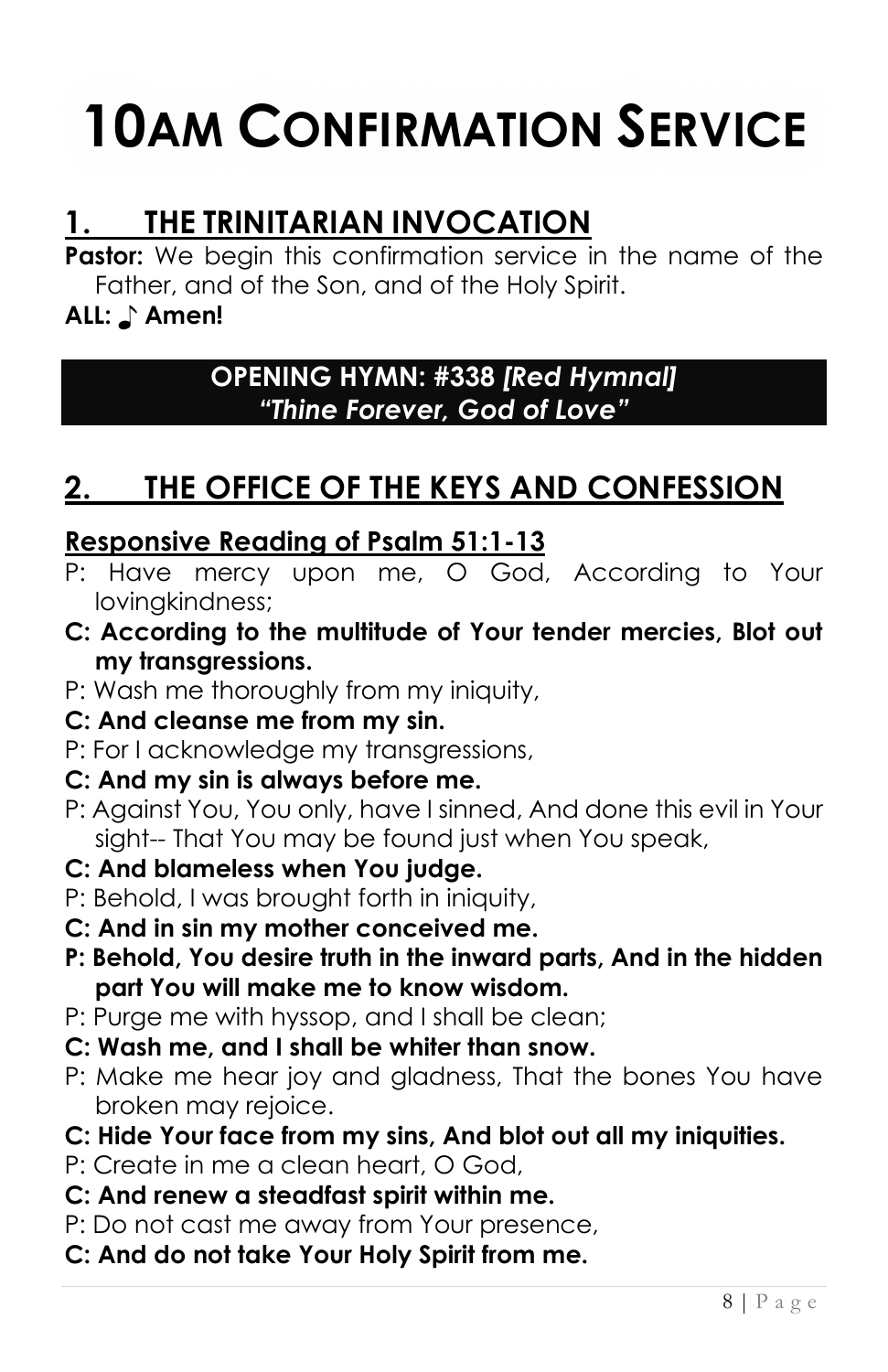# 10AM CONFIRMATION SERVICE

## 1. THE TRINITARIAN INVOCATION

**Pastor:** We begin this confirmation service in the name of the Father, and of the Son, and of the Holy Spirit.

**ALL: ♪ Amen!**

**OPENING HYMN: #338 *[Red Hymnal]***
***"Thine Forever, God of Love"***

## 2. THE OFFICE OF THE KEYS AND CONFESSION

### Responsive Reading of Psalm 51:1-13

P: Have mercy upon me, O God, According to Your lovingkindness;

**C: According to the multitude of Your tender mercies, Blot out my transgressions.**

P: Wash me thoroughly from my iniquity,

**C: And cleanse me from my sin.**

P: For I acknowledge my transgressions,

**C: And my sin is always before me.**

P: Against You, You only, have I sinned, And done this evil in Your sight-- That You may be found just when You speak,

**C: And blameless when You judge.**

P: Behold, I was brought forth in iniquity,

**C: And in sin my mother conceived me.**

**P: Behold, You desire truth in the inward parts, And in the hidden part You will make me to know wisdom.**

P: Purge me with hyssop, and I shall be clean;

**C: Wash me, and I shall be whiter than snow.**

P: Make me hear joy and gladness, That the bones You have broken may rejoice.

**C: Hide Your face from my sins, And blot out all my iniquities.**

P: Create in me a clean heart, O God,

**C: And renew a steadfast spirit within me.**

P: Do not cast me away from Your presence,

**C: And do not take Your Holy Spirit from me.**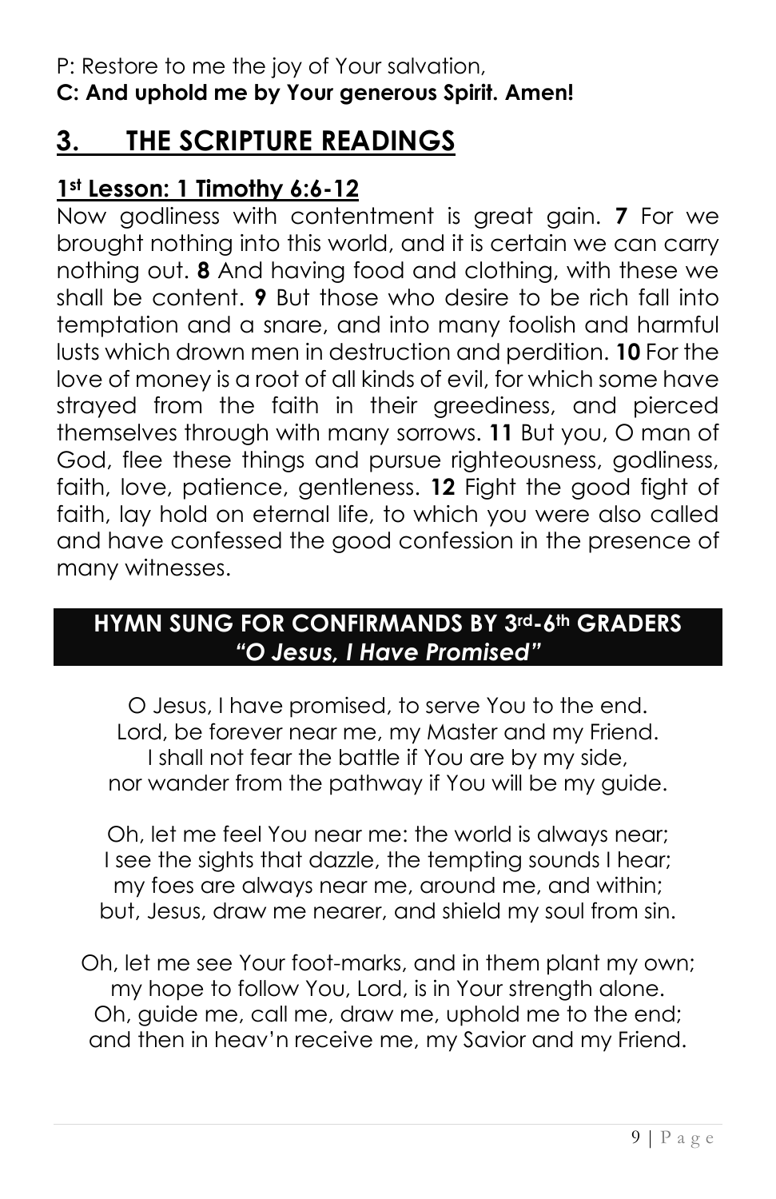P: Restore to me the joy of Your salvation,
**C: And uphold me by Your generous Spirit. Amen!**

## 3. THE SCRIPTURE READINGS

### 1st Lesson: 1 Timothy 6:6-12

Now godliness with contentment is great gain. **7** For we brought nothing into this world, and it is certain we can carry nothing out. **8** And having food and clothing, with these we shall be content. **9** But those who desire to be rich fall into temptation and a snare, and into many foolish and harmful lusts which drown men in destruction and perdition. **10** For the love of money is a root of all kinds of evil, for which some have strayed from the faith in their greediness, and pierced themselves through with many sorrows. **11** But you, O man of God, flee these things and pursue righteousness, godliness, faith, love, patience, gentleness. **12** Fight the good fight of faith, lay hold on eternal life, to which you were also called and have confessed the good confession in the presence of many witnesses.

**HYMN SUNG FOR CONFIRMANDS BY 3rd-6th GRADERS**
***"O Jesus, I Have Promised"***

O Jesus, I have promised, to serve You to the end.
Lord, be forever near me, my Master and my Friend.
I shall not fear the battle if You are by my side,
nor wander from the pathway if You will be my guide.

Oh, let me feel You near me: the world is always near;
I see the sights that dazzle, the tempting sounds I hear;
my foes are always near me, around me, and within;
but, Jesus, draw me nearer, and shield my soul from sin.

Oh, let me see Your foot-marks, and in them plant my own;
my hope to follow You, Lord, is in Your strength alone.
Oh, guide me, call me, draw me, uphold me to the end;
and then in heav'n receive me, my Savior and my Friend.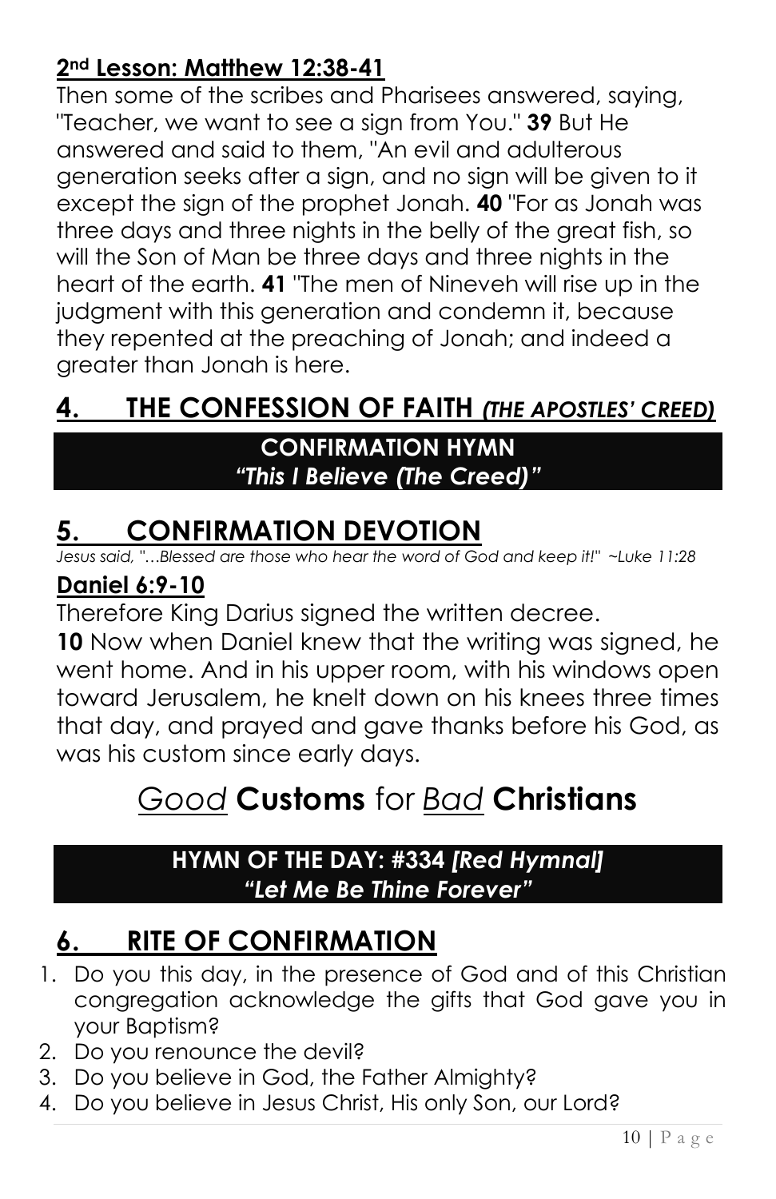### 2nd Lesson: Matthew 12:38-41

Then some of the scribes and Pharisees answered, saying, "Teacher, we want to see a sign from You." **39** But He answered and said to them, "An evil and adulterous generation seeks after a sign, and no sign will be given to it except the sign of the prophet Jonah. **40** "For as Jonah was three days and three nights in the belly of the great fish, so will the Son of Man be three days and three nights in the heart of the earth. **41** "The men of Nineveh will rise up in the judgment with this generation and condemn it, because they repented at the preaching of Jonah; and indeed a greater than Jonah is here.

## 4. THE CONFESSION OF FAITH *(THE APOSTLES' CREED)*

**CONFIRMATION HYMN**
***"This I Believe (The Creed)"***

## 5. CONFIRMATION DEVOTION

*Jesus said, "...Blessed are those who hear the word of God and keep it!" ~Luke 11:28*

### Daniel 6:9-10

Therefore King Darius signed the written decree.

**10** Now when Daniel knew that the writing was signed, he went home. And in his upper room, with his windows open toward Jerusalem, he knelt down on his knees three times that day, and prayed and gave thanks before his God, as was his custom since early days.

# *Good* **Customs** for *Bad* **Christians**

**HYMN OF THE DAY: #334** ***[Red Hymnal]***
***"Let Me Be Thine Forever"***

## 6. RITE OF CONFIRMATION

1. Do you this day, in the presence of God and of this Christian congregation acknowledge the gifts that God gave you in your Baptism?
2. Do you renounce the devil?
3. Do you believe in God, the Father Almighty?
4. Do you believe in Jesus Christ, His only Son, our Lord?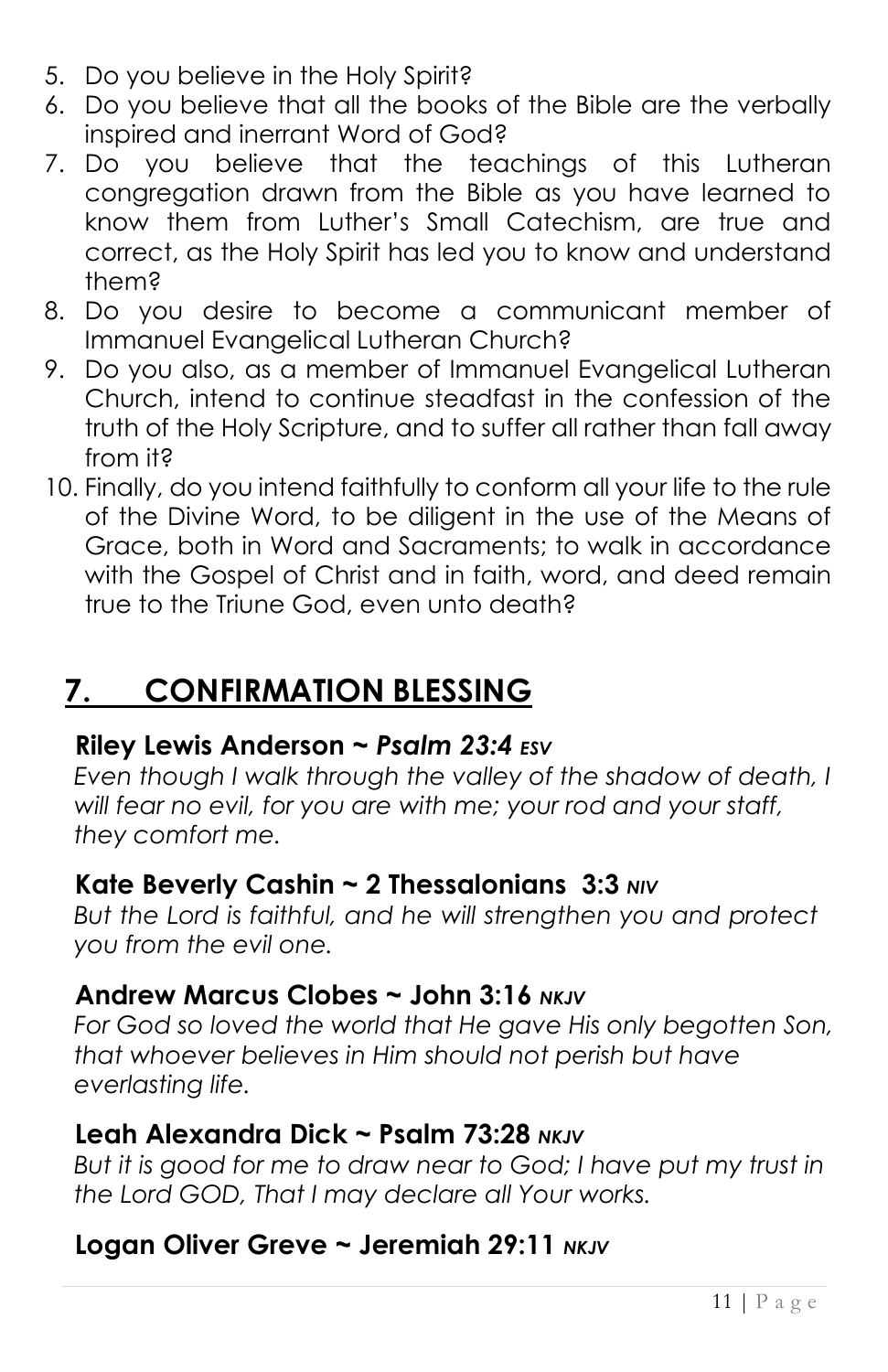5. Do you believe in the Holy Spirit?
6. Do you believe that all the books of the Bible are the verbally inspired and inerrant Word of God?
7. Do you believe that the teachings of this Lutheran congregation drawn from the Bible as you have learned to know them from Luther's Small Catechism, are true and correct, as the Holy Spirit has led you to know and understand them?
8. Do you desire to become a communicant member of Immanuel Evangelical Lutheran Church?
9. Do you also, as a member of Immanuel Evangelical Lutheran Church, intend to continue steadfast in the confession of the truth of the Holy Scripture, and to suffer all rather than fall away from it?
10. Finally, do you intend faithfully to conform all your life to the rule of the Divine Word, to be diligent in the use of the Means of Grace, both in Word and Sacraments; to walk in accordance with the Gospel of Christ and in faith, word, and deed remain true to the Triune God, even unto death?

## 7. CONFIRMATION BLESSING

**Riley Lewis Anderson ~ *Psalm 23:4 ESV***

*Even though I walk through the valley of the shadow of death, I will fear no evil, for you are with me; your rod and your staff, they comfort me.*

**Kate Beverly Cashin ~ 2 Thessalonians 3:3 *NIV***

*But the Lord is faithful, and he will strengthen you and protect you from the evil one.*

**Andrew Marcus Clobes ~ John 3:16 *NKJV***

*For God so loved the world that He gave His only begotten Son, that whoever believes in Him should not perish but have everlasting life.*

**Leah Alexandra Dick ~ Psalm 73:28 *NKJV***

*But it is good for me to draw near to God; I have put my trust in the Lord GOD, That I may declare all Your works.*

**Logan Oliver Greve ~ Jeremiah 29:11 *NKJV***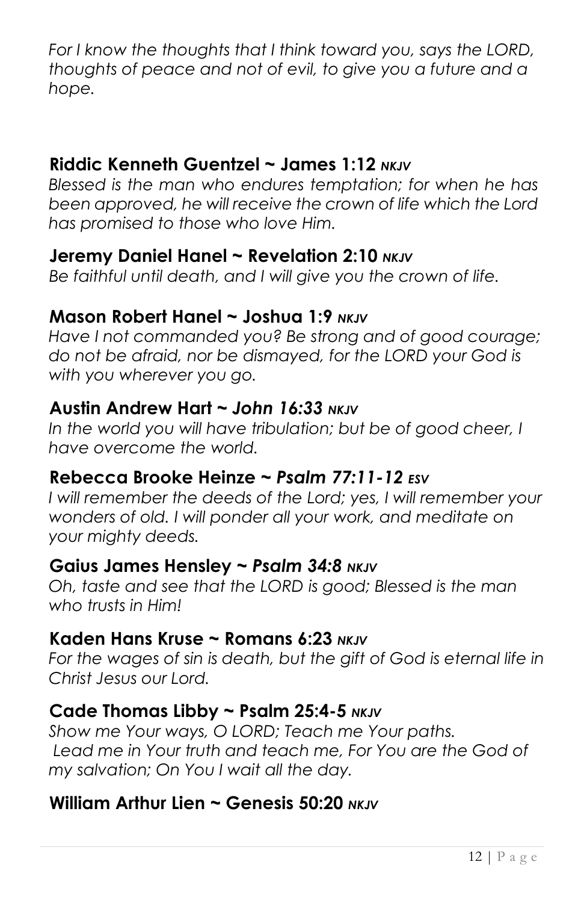*For I know the thoughts that I think toward you, says the LORD, thoughts of peace and not of evil, to give you a future and a hope.*

**Riddic Kenneth Guentzel ~ James 1:12** ***NKJV***
*Blessed is the man who endures temptation; for when he has been approved, he will receive the crown of life which the Lord has promised to those who love Him.*

**Jeremy Daniel Hanel ~ Revelation 2:10** ***NKJV***
*Be faithful until death, and I will give you the crown of life.*

**Mason Robert Hanel ~ Joshua 1:9** ***NKJV***
*Have I not commanded you? Be strong and of good courage; do not be afraid, nor be dismayed, for the LORD your God is with you wherever you go.*

**Austin Andrew Hart ~** ***John 16:33 NKJV***
*In the world you will have tribulation; but be of good cheer, I have overcome the world.*

**Rebecca Brooke Heinze ~** ***Psalm 77:11-12 ESV***
*I will remember the deeds of the Lord; yes, I will remember your wonders of old. I will ponder all your work, and meditate on your mighty deeds.*

**Gaius James Hensley ~** ***Psalm 34:8 NKJV***
*Oh, taste and see that the LORD is good; Blessed is the man who trusts in Him!*

**Kaden Hans Kruse ~ Romans 6:23** ***NKJV***
*For the wages of sin is death, but the gift of God is eternal life in Christ Jesus our Lord.*

**Cade Thomas Libby ~ Psalm 25:4-5** ***NKJV***
*Show me Your ways, O LORD; Teach me Your paths. Lead me in Your truth and teach me, For You are the God of my salvation; On You I wait all the day.*

**William Arthur Lien ~ Genesis 50:20** ***NKJV***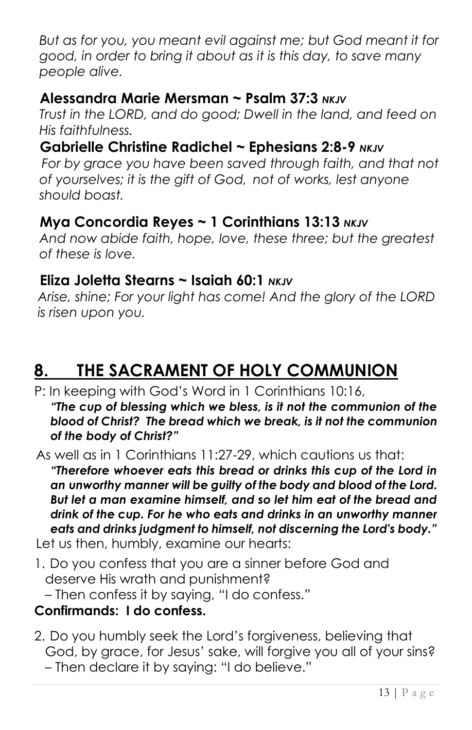*But as for you, you meant evil against me; but God meant it for good, in order to bring it about as it is this day, to save many people alive.*

**Alessandra Marie Mersman ~ Psalm 37:3** ***NKJV***

*Trust in the LORD, and do good; Dwell in the land, and feed on His faithfulness.*

**Gabrielle Christine Radichel ~ Ephesians 2:8-9** ***NKJV***

*For by grace you have been saved through faith, and that not of yourselves; it is the gift of God, not of works, lest anyone should boast.*

**Mya Concordia Reyes ~ 1 Corinthians 13:13** ***NKJV***

*And now abide faith, hope, love, these three; but the greatest of these is love.*

**Eliza Joletta Stearns ~ Isaiah 60:1** ***NKJV***

*Arise, shine; For your light has come! And the glory of the LORD is risen upon you.*

## 8. THE SACRAMENT OF HOLY COMMUNION

P: In keeping with God's Word in 1 Corinthians 10:16,

***"The cup of blessing which we bless, is it not the communion of the blood of Christ? The bread which we break, is it not the communion of the body of Christ?"***

As well as in 1 Corinthians 11:27-29, which cautions us that:

***"Therefore whoever eats this bread or drinks this cup of the Lord in an unworthy manner will be guilty of the body and blood of the Lord. But let a man examine himself, and so let him eat of the bread and drink of the cup. For he who eats and drinks in an unworthy manner eats and drinks judgment to himself, not discerning the Lord's body."***

Let us then, humbly, examine our hearts:

1. Do you confess that you are a sinner before God and deserve His wrath and punishment?
   – Then confess it by saying, "I do confess."

**Confirmands: I do confess.**

2. Do you humbly seek the Lord's forgiveness, believing that God, by grace, for Jesus' sake, will forgive you all of your sins?
   – Then declare it by saying: "I do believe."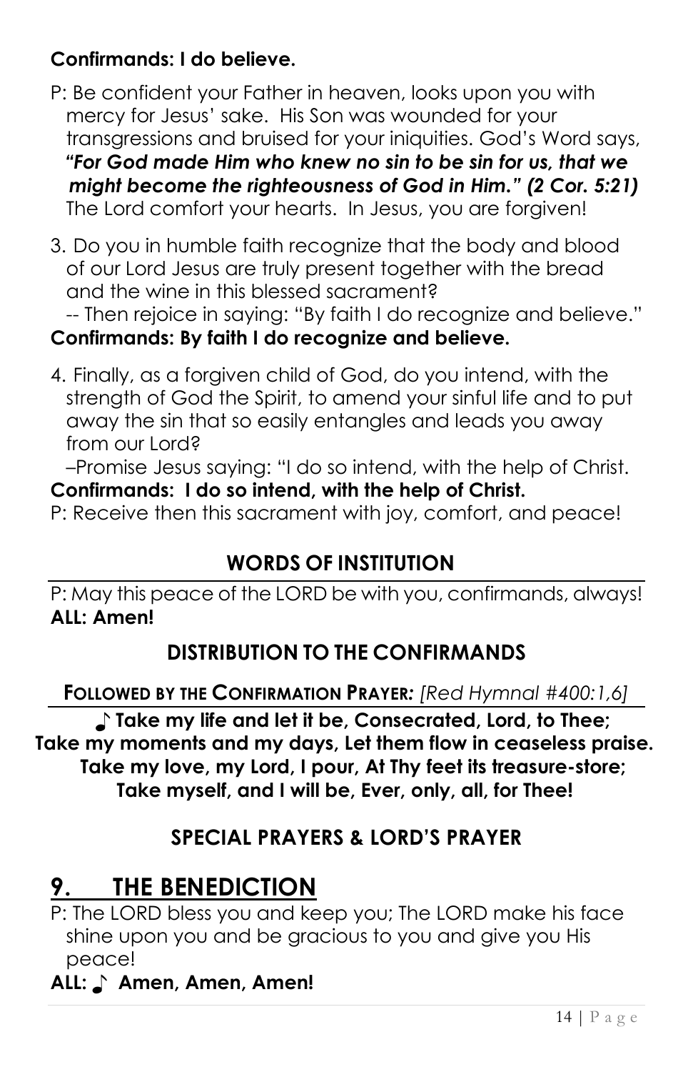**Confirmands: I do believe.**

P: Be confident your Father in heaven, looks upon you with mercy for Jesus' sake. His Son was wounded for your transgressions and bruised for your iniquities. God's Word says, ***"For God made Him who knew no sin to be sin for us, that we might become the righteousness of God in Him." (2 Cor. 5:21)*** The Lord comfort your hearts. In Jesus, you are forgiven!

3. Do you in humble faith recognize that the body and blood of our Lord Jesus are truly present together with the bread and the wine in this blessed sacrament?
   -- Then rejoice in saying: "By faith I do recognize and believe."

**Confirmands: By faith I do recognize and believe.**

4. Finally, as a forgiven child of God, do you intend, with the strength of God the Spirit, to amend your sinful life and to put away the sin that so easily entangles and leads you away from our Lord?
   –Promise Jesus saying: "I do so intend, with the help of Christ.

**Confirmands: I do so intend, with the help of Christ.**

P: Receive then this sacrament with joy, comfort, and peace!

### WORDS OF INSTITUTION

P: May this peace of the LORD be with you, confirmands, always!
**ALL: Amen!**

### DISTRIBUTION TO THE CONFIRMANDS

**FOLLOWED BY THE CONFIRMATION PRAYER:** *[Red Hymnal #400:1,6]*

**♪ Take my life and let it be, Consecrated, Lord, to Thee;
Take my moments and my days, Let them flow in ceaseless praise.
Take my love, my Lord, I pour, At Thy feet its treasure-store;
Take myself, and I will be, Ever, only, all, for Thee!**

### SPECIAL PRAYERS & LORD'S PRAYER

## 9. THE BENEDICTION

P: The LORD bless you and keep you; The LORD make his face shine upon you and be gracious to you and give you His peace!

**ALL: ♪ Amen, Amen, Amen!**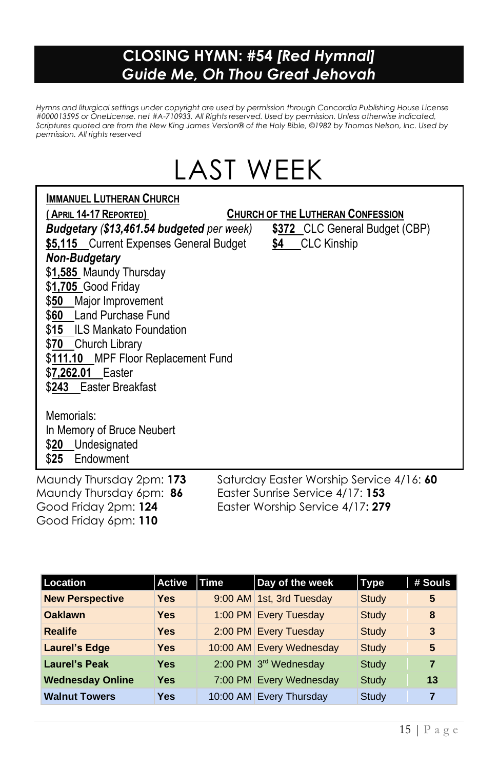## CLOSING HYMN: #54 *[Red Hymnal]*
## *Guide Me, Oh Thou Great Jehovah*

*Hymns and liturgical settings under copyright are used by permission through Concordia Publishing House License #000013595 or OneLicense. net #A-710933. All Rights reserved. Used by permission. Unless otherwise indicated, Scriptures quoted are from the New King James Version® of the Holy Bible, ©1982 by Thomas Nelson, Inc. Used by permission. All rights reserved*

# LAST WEEK

**IMMANUEL LUTHERAN CHURCH**
**(APRIL 14-17 REPORTED)**

***Budgetary*** *(**$13,461.54 budgeted** per week)*
**$5,115** Current Expenses General Budget

***Non-Budgetary***
$**1,585** Maundy Thursday
$**1,705** Good Friday
$**50** Major Improvement
$**60** Land Purchase Fund
$**15** ILS Mankato Foundation
$**70** Church Library
$**111.10** MPF Floor Replacement Fund
$**7,262.01** Easter
$**243** Easter Breakfast

Memorials:
In Memory of Bruce Neubert
$**20** Undesignated
$**25** Endowment

**CHURCH OF THE LUTHERAN CONFESSION**
**$372** CLC General Budget (CBP)
**$4** CLC Kinship

Maundy Thursday 2pm: **173**
Maundy Thursday 6pm: **86**
Good Friday 2pm: **124**
Good Friday 6pm: **110**
Saturday Easter Worship Service 4/16: **60**
Easter Sunrise Service 4/17: **153**
Easter Worship Service 4/17**: 279**

| Location | Active | Time | Day of the week | Type | # Souls |
|---|---|---|---|---|---|
| **New Perspective** | **Yes** | 9:00 AM | 1st, 3rd Tuesday | Study | **5** |
| **Oaklawn** | **Yes** | 1:00 PM | Every Tuesday | Study | **8** |
| **Realife** | **Yes** | 2:00 PM | Every Tuesday | Study | **3** |
| **Laurel's Edge** | **Yes** | 10:00 AM | Every Wednesday | Study | **5** |
| **Laurel's Peak** | **Yes** | 2:00 PM | 3rd Wednesday | Study | **7** |
| **Wednesday Online** | **Yes** | 7:00 PM | Every Wednesday | Study | **13** |
| **Walnut Towers** | **Yes** | 10:00 AM | Every Thursday | Study | **7** |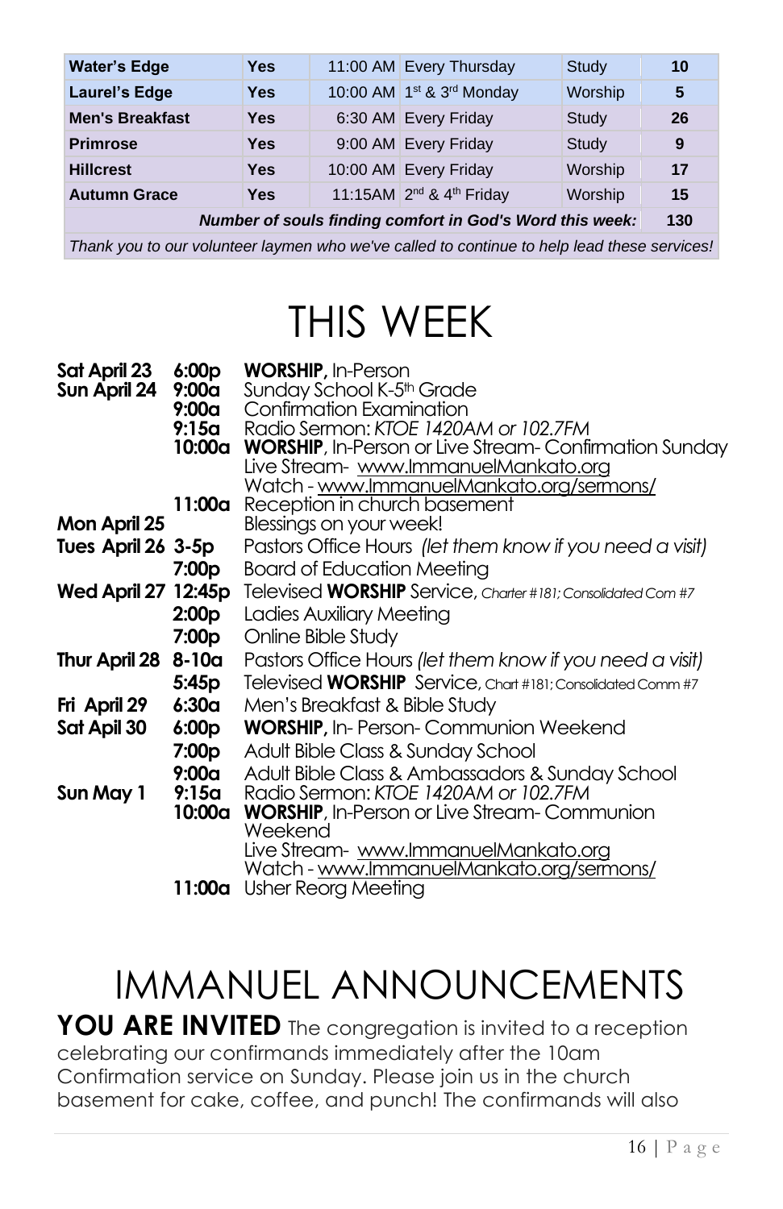| | | | | | |
|---|---|---|---|---|---|
| **Water's Edge** | **Yes** | 11:00 AM | Every Thursday | Study | **10** |
| **Laurel's Edge** | **Yes** | 10:00 AM | 1st & 3rd Monday | Worship | **5** |
| **Men's Breakfast** | **Yes** | 6:30 AM | Every Friday | Study | **26** |
| **Primrose** | **Yes** | 9:00 AM | Every Friday | Study | **9** |
| **Hillcrest** | **Yes** | 10:00 AM | Every Friday | Worship | **17** |
| **Autumn Grace** | **Yes** | 11:15AM | 2nd & 4th Friday | Worship | **15** |
| ***Number of souls finding comfort in God's Word this week:*** | | | | | **130** |

*Thank you to our volunteer laymen who we've called to continue to help lead these services!*

# THIS WEEK

| | | |
|---|---|---|
| **Sat April 23** | **6:00p** | **WORSHIP,** In-Person |
| **Sun April 24** | **9:00a** | Sunday School K-5th Grade |
| | **9:00a** | Confirmation Examination |
| | **9:15a** | Radio Sermon: *KTOE 1420AM or 102.7FM* |
| | **10:00a** | **WORSHIP**, In-Person or Live Stream- Confirmation Sunday<br>Live Stream- www.ImmanuelMankato.org<br>Watch - www.ImmanuelMankato.org/sermons/ |
| | **11:00a** | Reception in church basement |
| **Mon April 25** | | Blessings on your week! |
| **Tues April 26** | **3-5p** | Pastors Office Hours *(let them know if you need a visit)* |
| | **7:00p** | Board of Education Meeting |
| **Wed April 27** | **12:45p** | Televised **WORSHIP** Service, *Charter #181; Consolidated Com #7* |
| | **2:00p** | Ladies Auxiliary Meeting |
| | **7:00p** | Online Bible Study |
| **Thur April 28** | **8-10a** | Pastors Office Hours *(let them know if you need a visit)* |
| | **5:45p** | Televised **WORSHIP** Service, Chart #181; Consolidated Comm #7 |
| **Fri April 29** | **6:30a** | Men's Breakfast & Bible Study |
| **Sat Apil 30** | **6:00p** | **WORSHIP,** In- Person- Communion Weekend |
| | **7:00p** | Adult Bible Class & Sunday School |
| | **9:00a** | Adult Bible Class & Ambassadors & Sunday School |
| **Sun May 1** | **9:15a** | Radio Sermon: *KTOE 1420AM or 102.7FM* |
| | **10:00a** | **WORSHIP**, In-Person or Live Stream- Communion Weekend<br>Live Stream- www.ImmanuelMankato.org<br>Watch - www.ImmanuelMankato.org/sermons/ |
| | **11:00a** | Usher Reorg Meeting |

# IMMANUEL ANNOUNCEMENTS

**YOU ARE INVITED** The congregation is invited to a reception celebrating our confirmands immediately after the 10am Confirmation service on Sunday. Please join us in the church basement for cake, coffee, and punch! The confirmands will also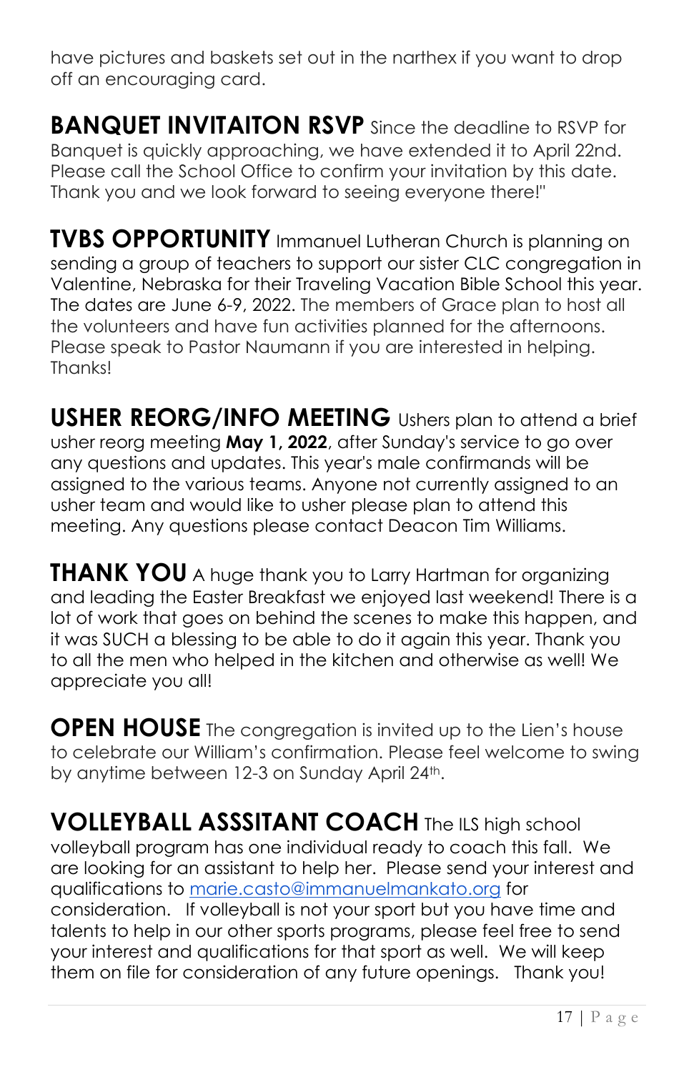have pictures and baskets set out in the narthex if you want to drop off an encouraging card.

**BANQUET INVITAITON RSVP** Since the deadline to RSVP for Banquet is quickly approaching, we have extended it to April 22nd. Please call the School Office to confirm your invitation by this date. Thank you and we look forward to seeing everyone there!"

**TVBS OPPORTUNITY** Immanuel Lutheran Church is planning on sending a group of teachers to support our sister CLC congregation in Valentine, Nebraska for their Traveling Vacation Bible School this year. The dates are June 6-9, 2022. The members of Grace plan to host all the volunteers and have fun activities planned for the afternoons. Please speak to Pastor Naumann if you are interested in helping. Thanks!

**USHER REORG/INFO MEETING** Ushers plan to attend a brief usher reorg meeting **May 1, 2022**, after Sunday's service to go over any questions and updates. This year's male confirmands will be assigned to the various teams. Anyone not currently assigned to an usher team and would like to usher please plan to attend this meeting. Any questions please contact Deacon Tim Williams.

**THANK YOU** A huge thank you to Larry Hartman for organizing and leading the Easter Breakfast we enjoyed last weekend! There is a lot of work that goes on behind the scenes to make this happen, and it was SUCH a blessing to be able to do it again this year. Thank you to all the men who helped in the kitchen and otherwise as well! We appreciate you all!

**OPEN HOUSE** The congregation is invited up to the Lien's house to celebrate our William's confirmation. Please feel welcome to swing by anytime between 12-3 on Sunday April 24th.

**VOLLEYBALL ASSSITANT COACH** The ILS high school volleyball program has one individual ready to coach this fall. We are looking for an assistant to help her. Please send your interest and qualifications to marie.casto@immanuelmankato.org for consideration. If volleyball is not your sport but you have time and talents to help in our other sports programs, please feel free to send your interest and qualifications for that sport as well. We will keep them on file for consideration of any future openings. Thank you!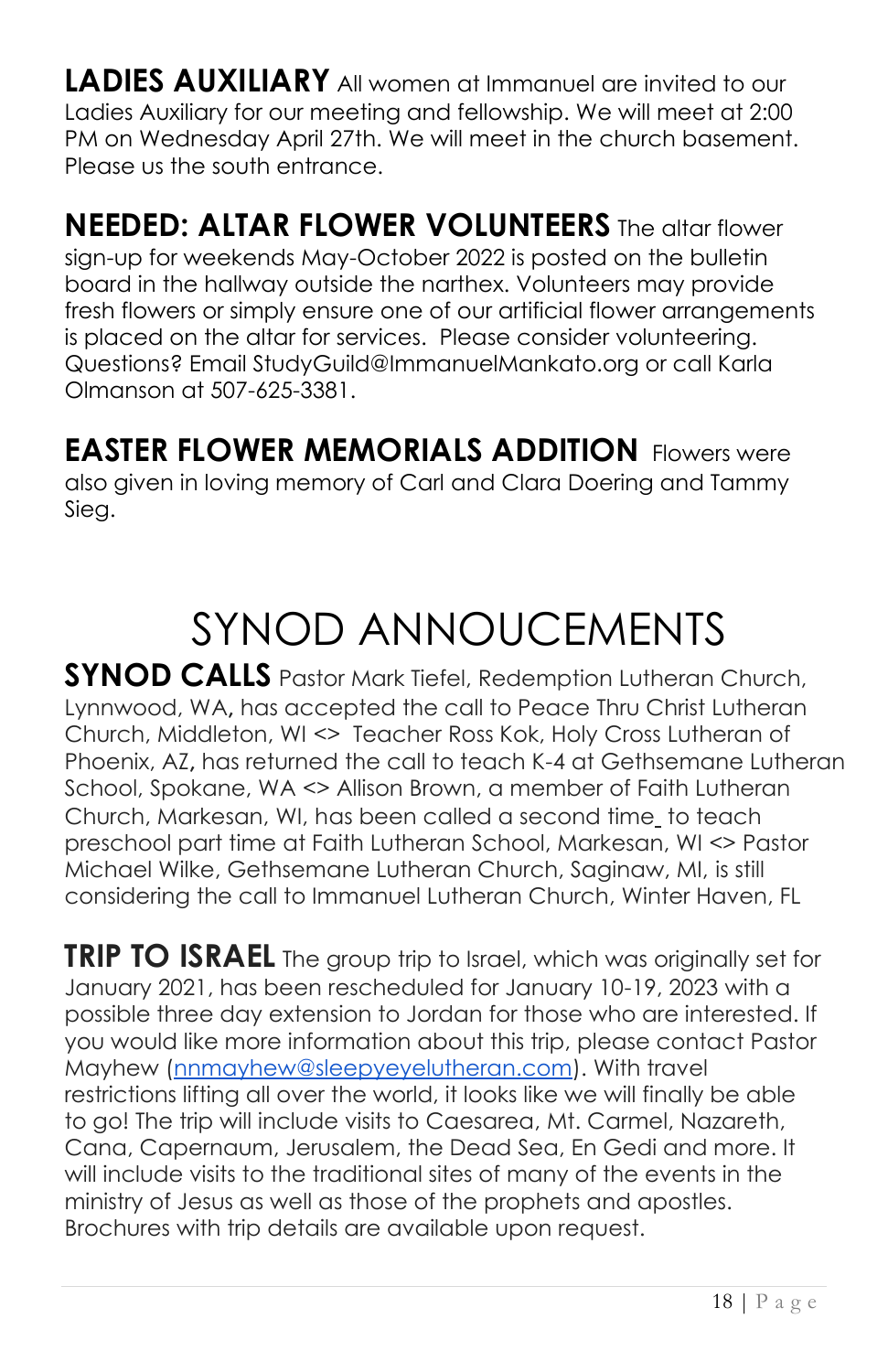**LADIES AUXILIARY** All women at Immanuel are invited to our Ladies Auxiliary for our meeting and fellowship. We will meet at 2:00 PM on Wednesday April 27th. We will meet in the church basement. Please us the south entrance.

**NEEDED: ALTAR FLOWER VOLUNTEERS** The altar flower sign-up for weekends May-October 2022 is posted on the bulletin board in the hallway outside the narthex. Volunteers may provide fresh flowers or simply ensure one of our artificial flower arrangements is placed on the altar for services. Please consider volunteering. Questions? Email StudyGuild@ImmanuelMankato.org or call Karla Olmanson at 507-625-3381.

**EASTER FLOWER MEMORIALS ADDITION** Flowers were also given in loving memory of Carl and Clara Doering and Tammy Sieg.

# SYNOD ANNOUCEMENTS

**SYNOD CALLS** Pastor Mark Tiefel, Redemption Lutheran Church, Lynnwood, WA, has accepted the call to Peace Thru Christ Lutheran Church, Middleton, WI <> Teacher Ross Kok, Holy Cross Lutheran of Phoenix, AZ, has returned the call to teach K-4 at Gethsemane Lutheran School, Spokane, WA <> Allison Brown, a member of Faith Lutheran Church, Markesan, WI, has been called a second time to teach preschool part time at Faith Lutheran School, Markesan, WI <> Pastor Michael Wilke, Gethsemane Lutheran Church, Saginaw, MI, is still considering the call to Immanuel Lutheran Church, Winter Haven, FL

**TRIP TO ISRAEL** The group trip to Israel, which was originally set for January 2021, has been rescheduled for January 10-19, 2023 with a possible three day extension to Jordan for those who are interested. If you would like more information about this trip, please contact Pastor Mayhew (nnmayhew@sleepyeyelutheran.com). With travel restrictions lifting all over the world, it looks like we will finally be able to go! The trip will include visits to Caesarea, Mt. Carmel, Nazareth, Cana, Capernaum, Jerusalem, the Dead Sea, En Gedi and more. It will include visits to the traditional sites of many of the events in the ministry of Jesus as well as those of the prophets and apostles. Brochures with trip details are available upon request.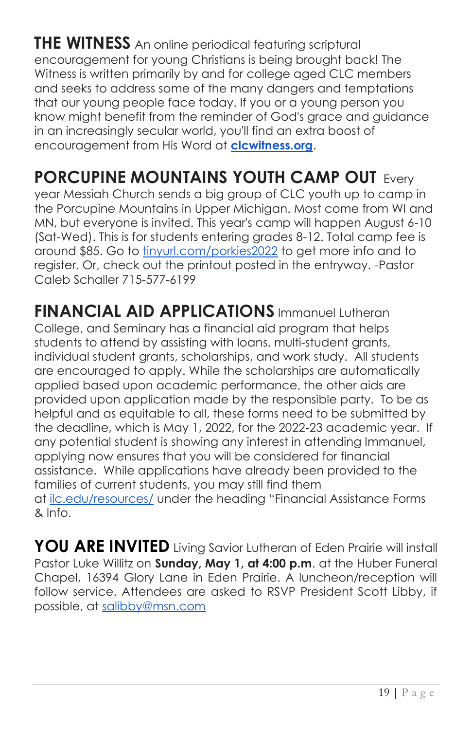**THE WITNESS** An online periodical featuring scriptural encouragement for young Christians is being brought back! The Witness is written primarily by and for college aged CLC members and seeks to address some of the many dangers and temptations that our young people face today. If you or a young person you know might benefit from the reminder of God's grace and guidance in an increasingly secular world, you'll find an extra boost of encouragement from His Word at **clcwitness.org**.

**PORCUPINE MOUNTAINS YOUTH CAMP OUT** Every year Messiah Church sends a big group of CLC youth up to camp in the Porcupine Mountains in Upper Michigan. Most come from WI and MN, but everyone is invited. This year's camp will happen August 6-10 (Sat-Wed). This is for students entering grades 8-12. Total camp fee is around $85. Go to tinyurl.com/porkies2022 to get more info and to register. Or, check out the printout posted in the entryway. -Pastor Caleb Schaller 715-577-6199

**FINANCIAL AID APPLICATIONS** Immanuel Lutheran College, and Seminary has a financial aid program that helps students to attend by assisting with loans, multi-student grants, individual student grants, scholarships, and work study. All students are encouraged to apply. While the scholarships are automatically applied based upon academic performance, the other aids are provided upon application made by the responsible party. To be as helpful and as equitable to all, these forms need to be submitted by the deadline, which is May 1, 2022, for the 2022-23 academic year. If any potential student is showing any interest in attending Immanuel, applying now ensures that you will be considered for financial assistance. While applications have already been provided to the families of current students, you may still find them at ilc.edu/resources/ under the heading "Financial Assistance Forms & Info.

**YOU ARE INVITED** Living Savior Lutheran of Eden Prairie will install Pastor Luke Willitz on **Sunday, May 1, at 4:00 p.m**. at the Huber Funeral Chapel, 16394 Glory Lane in Eden Prairie. A luncheon/reception will follow service. Attendees are asked to RSVP President Scott Libby, if possible, at salibby@msn.com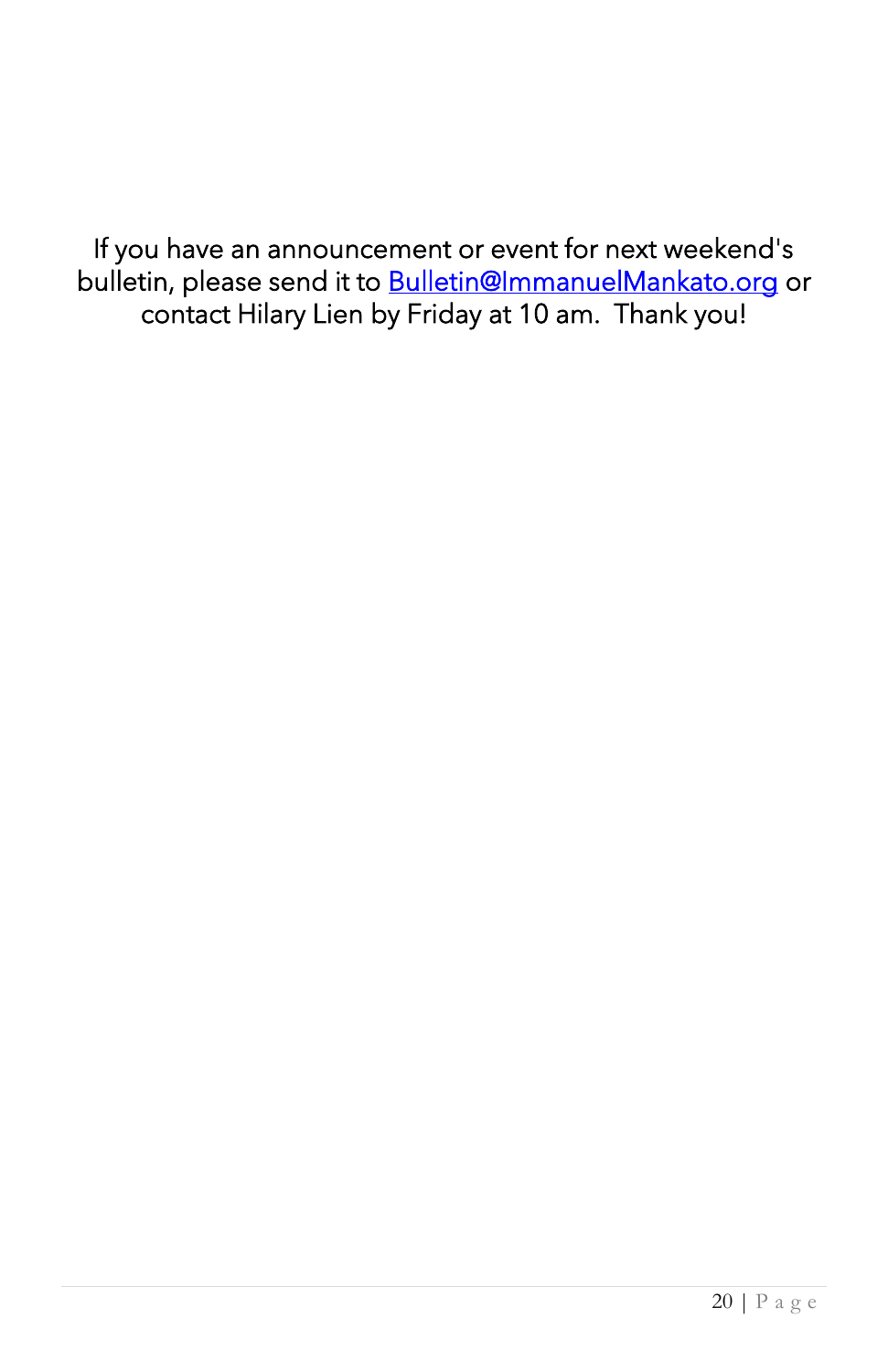If you have an announcement or event for next weekend's bulletin, please send it to [Bulletin@ImmanuelMankato.org](mailto:Bulletin@ImmanuelMankato.org) or contact Hilary Lien by Friday at 10 am. Thank you!